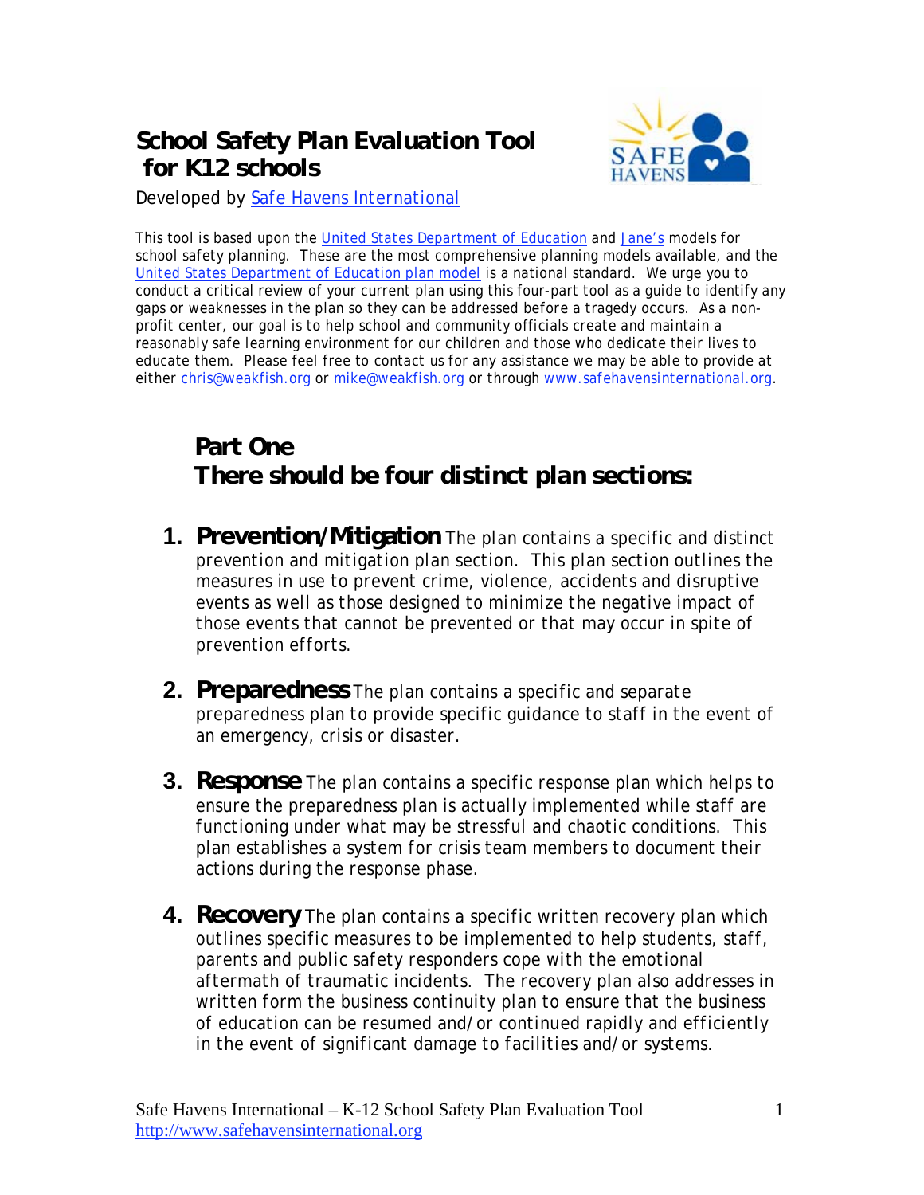# School Safety Plan Evaluation Tool for K12 schools

Developed by Safe Havens International

This tool is based upon the United States Department of Education and Jane's models for school safety planning. These are the most comprehensive planning models available, and the United States Department of Education plan model is a national standard. We urge you to conduct a critical review of your current plan using this four-part tool as a guide to identify any gaps or weaknesses in the plan so they can be addressed before a tragedy occurs. As a non-profit center, our goal is to help school and community officials create and maintain a reasonably safe learning environment for our children and those who dedicate their lives to educate them. Please feel free to contact us for any assistance we may be able to provide at either chris@weakfish.org or mike@weakfish.org or through www.safehavensinternational.org.

## Part One
## There should be four distinct plan sections:

1. **Prevention/Mitigation** The plan contains a specific and distinct prevention and mitigation plan section. This plan section outlines the measures in use to prevent crime, violence, accidents and disruptive events as well as those designed to minimize the negative impact of those events that cannot be prevented or that may occur in spite of prevention efforts.

2. **Preparedness** The plan contains a specific and separate preparedness plan to provide specific guidance to staff in the event of an emergency, crisis or disaster.

3. **Response** The plan contains a specific response plan which helps to ensure the preparedness plan is actually implemented while staff are functioning under what may be stressful and chaotic conditions. This plan establishes a system for crisis team members to document their actions during the response phase.

4. **Recovery** The plan contains a specific written recovery plan which outlines specific measures to be implemented to help students, staff, parents and public safety responders cope with the emotional aftermath of traumatic incidents. The recovery plan also addresses in written form the business continuity plan to ensure that the business of education can be resumed and/or continued rapidly and efficiently in the event of significant damage to facilities and/or systems.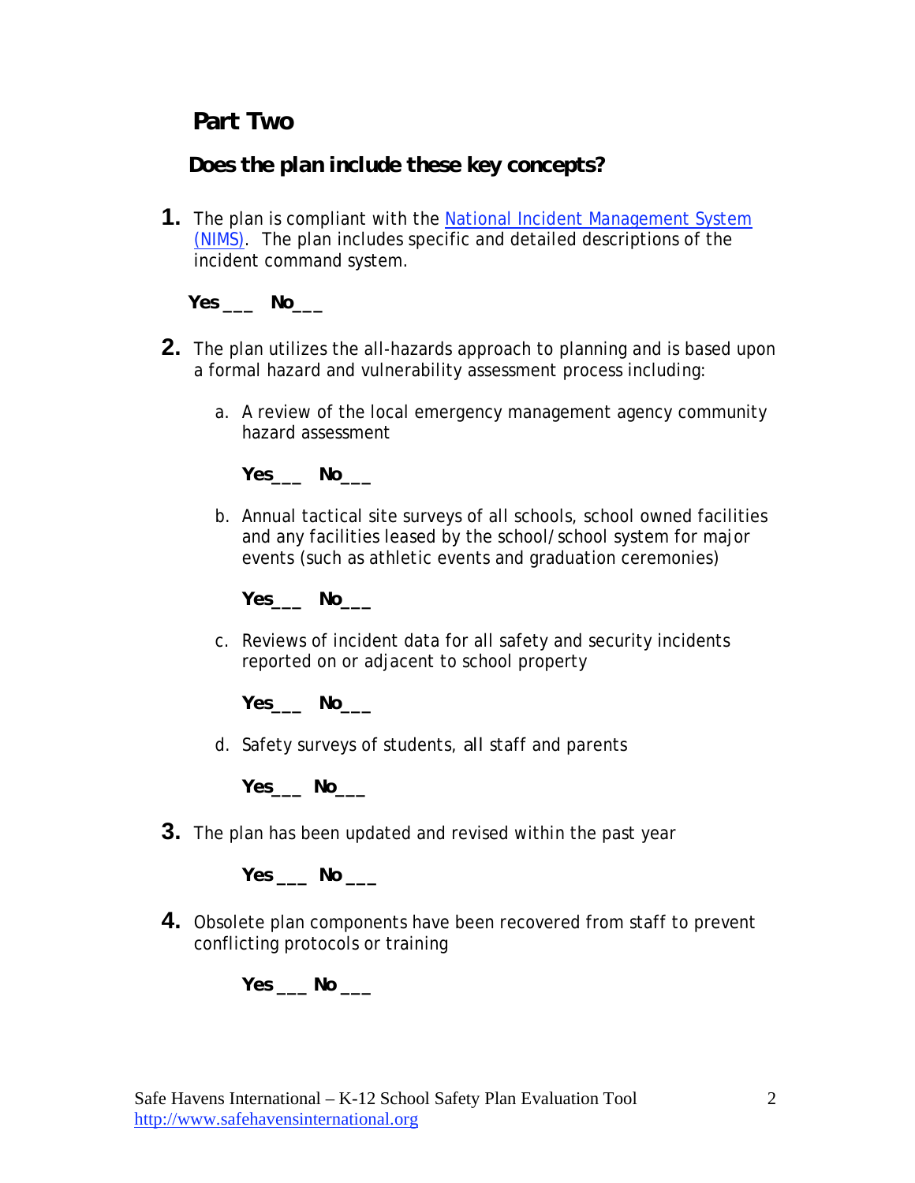## Part Two

### Does the plan include these key concepts?

**1.** The plan is compliant with the [National Incident Management System (NIMS)](). The plan includes specific and detailed descriptions of the incident command system.

**Yes ___ No___**

**2.** The plan utilizes the all-hazards approach to planning and is based upon a formal hazard and vulnerability assessment process including:

a. A review of the local emergency management agency community hazard assessment

**Yes___ No___**

b. Annual tactical site surveys of all schools, school owned facilities and any facilities leased by the school/school system for major events (such as athletic events and graduation ceremonies)

**Yes___ No___**

c. Reviews of incident data for all safety and security incidents reported on or adjacent to school property

**Yes___ No___**

d. Safety surveys of students, all staff and parents

**Yes___ No___**

**3.** The plan has been updated and revised within the past year

**Yes ___ No ___**

**4.** Obsolete plan components have been recovered from staff to prevent conflicting protocols or training

**Yes ___ No ___**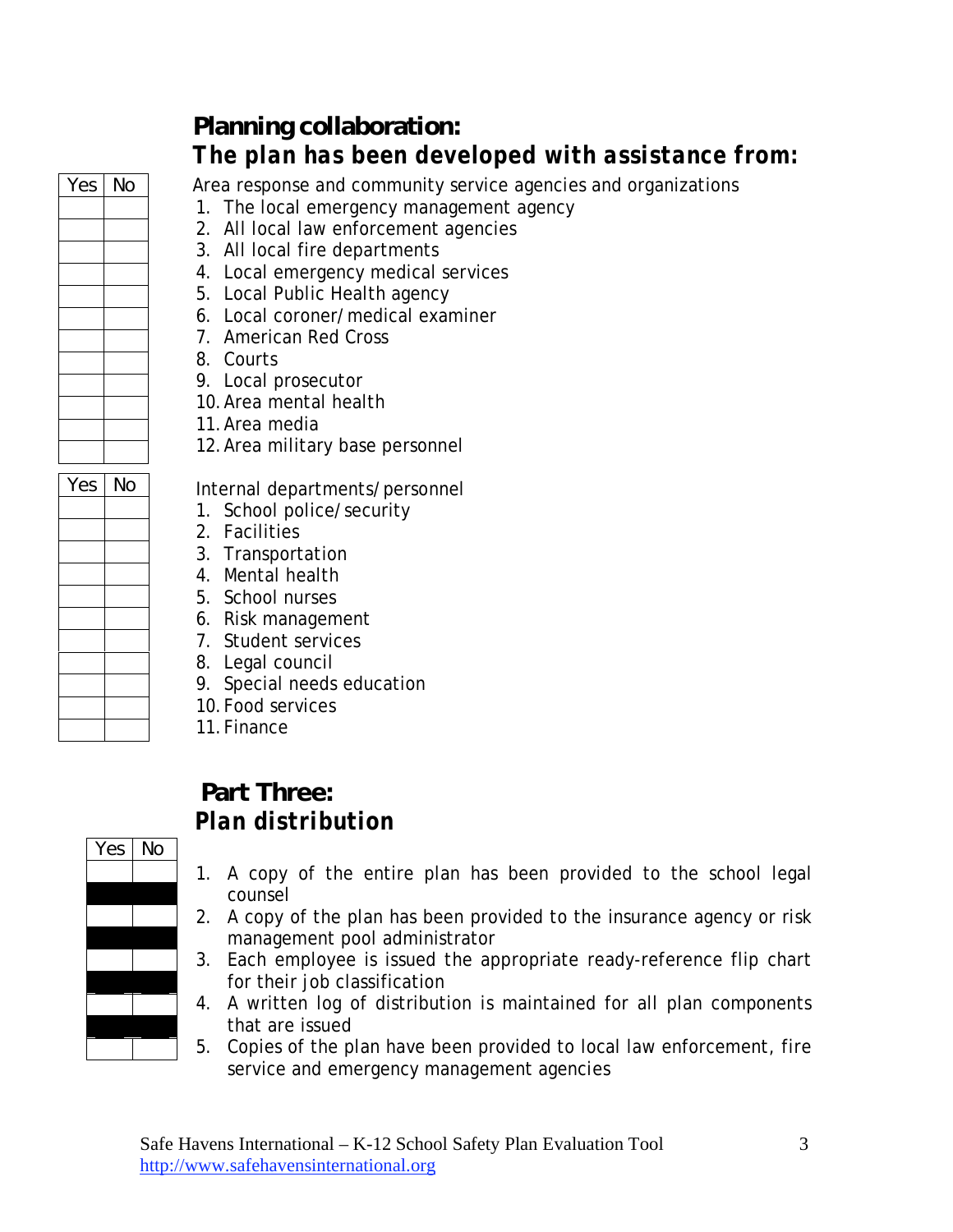## Planning collaboration:

### *The plan has been developed with assistance from:*

Area response and community service agencies and organizations

| Yes | No | Item |
|---|---|---|
| | | 1. The local emergency management agency |
| | | 2. All local law enforcement agencies |
| | | 3. All local fire departments |
| | | 4. Local emergency medical services |
| | | 5. Local Public Health agency |
| | | 6. Local coroner/medical examiner |
| | | 7. American Red Cross |
| | | 8. Courts |
| | | 9. Local prosecutor |
| | | 10. Area mental health |
| | | 11. Area media |
| | | 12. Area military base personnel |

Internal departments/personnel

| Yes | No | Item |
|---|---|---|
| | | 1. School police/security |
| | | 2. Facilities |
| | | 3. Transportation |
| | | 4. Mental health |
| | | 5. School nurses |
| | | 6. Risk management |
| | | 7. Student services |
| | | 8. Legal council |
| | | 9. Special needs education |
| | | 10. Food services |
| | | 11. Finance |

## Part Three:

### *Plan distribution*

| Yes | No | Item |
|---|---|---|
| | | 1. A copy of the entire plan has been provided to the school legal counsel |
| | | 2. A copy of the plan has been provided to the insurance agency or risk management pool administrator |
| | | 3. Each employee is issued the appropriate ready-reference flip chart for their job classification |
| | | 4. A written log of distribution is maintained for all plan components that are issued |
| | | 5. Copies of the plan have been provided to local law enforcement, fire service and emergency management agencies |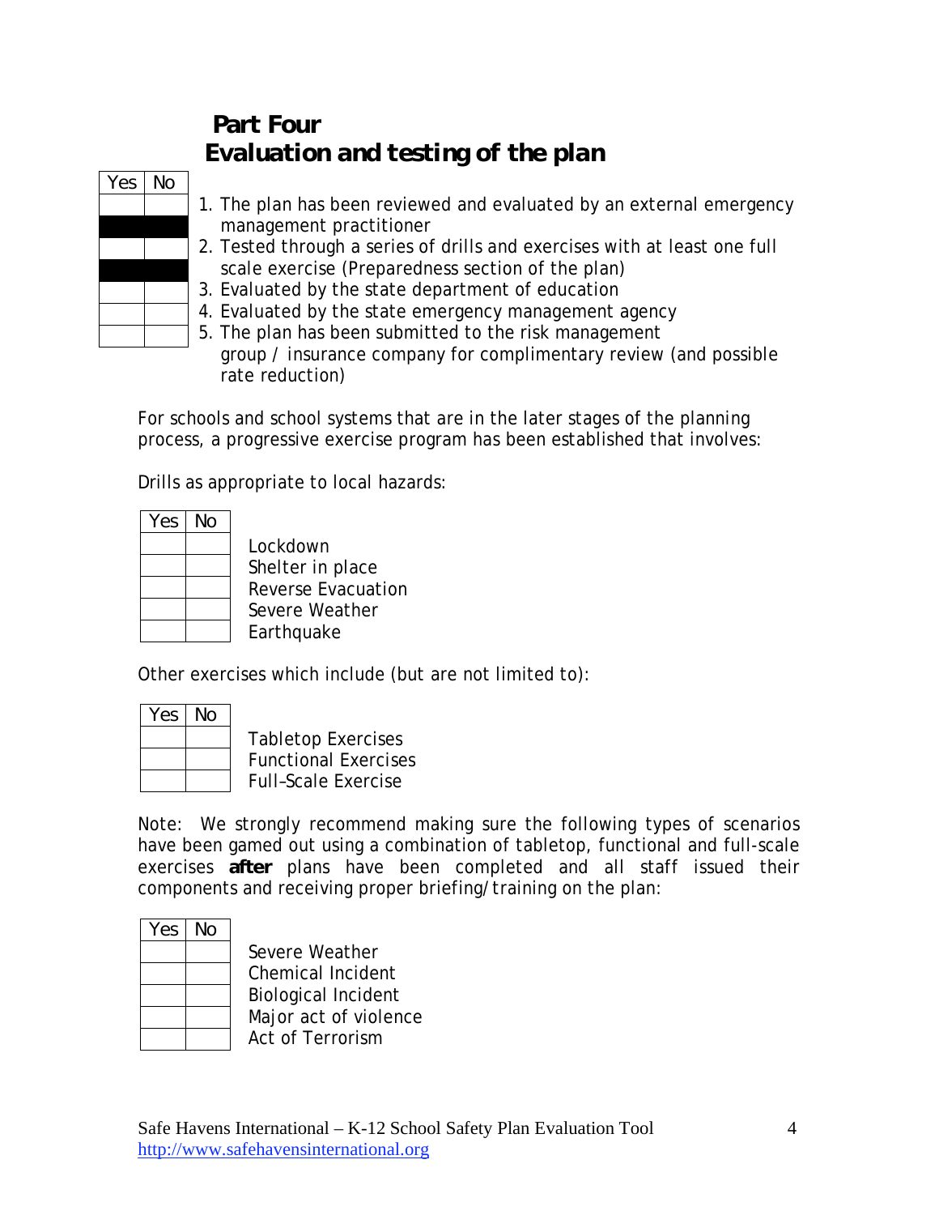## Part Four
## Evaluation and testing of the plan

| Yes | No | |
|---|---|---|
| | | 1. The plan has been reviewed and evaluated by an external emergency management practitioner |
| | | 2. Tested through a series of drills and exercises with at least one full scale exercise (Preparedness section of the plan) |
| | | 3. Evaluated by the state department of education |
| | | 4. Evaluated by the state emergency management agency |
| | | 5. The plan has been submitted to the risk management group / insurance company for complimentary review (and possible rate reduction) |

For schools and school systems that are in the later stages of the planning process, a progressive exercise program has been established that involves:

Drills as appropriate to local hazards:

| Yes | No | |
|---|---|---|
| | | Lockdown |
| | | Shelter in place |
| | | Reverse Evacuation |
| | | Severe Weather |
| | | Earthquake |

Other exercises which include (but are not limited to):

| Yes | No | |
|---|---|---|
| | | Tabletop Exercises |
| | | Functional Exercises |
| | | Full-Scale Exercise |

Note: We strongly recommend making sure the following types of scenarios have been gamed out using a combination of tabletop, functional and full-scale exercises **after** plans have been completed and all staff issued their components and receiving proper briefing/training on the plan:

| Yes | No | |
|---|---|---|
| | | Severe Weather |
| | | Chemical Incident |
| | | Biological Incident |
| | | Major act of violence |
| | | Act of Terrorism |